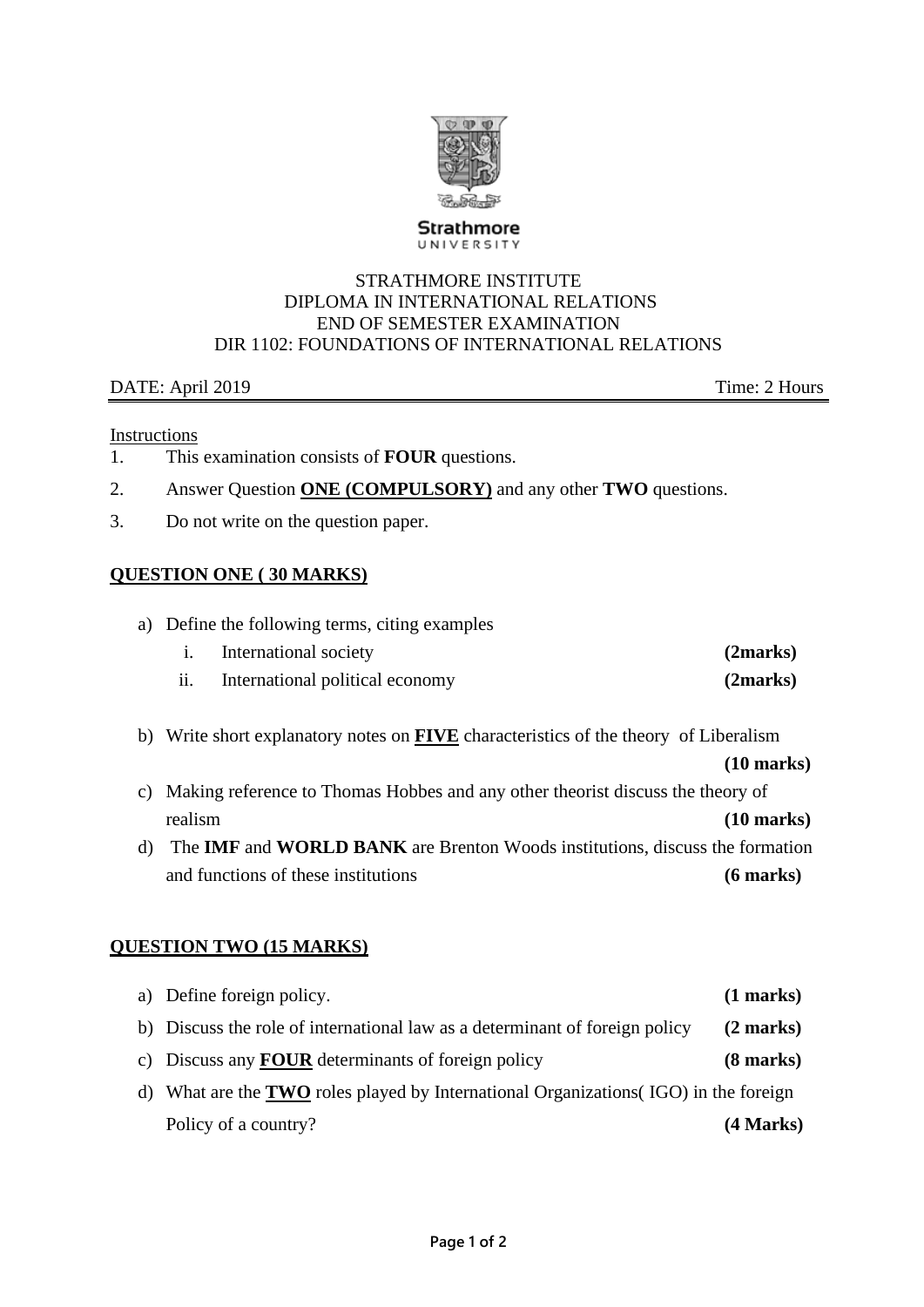Strathmore University

STRATHMORE INSTITUTE
DIPLOMA IN INTERNATIONAL RELATIONS
END OF SEMESTER EXAMINATION
DIR 1102: FOUNDATIONS OF INTERNATIONAL RELATIONS

DATE: April 2019 Time: 2 Hours

Instructions

1. This examination consists of **FOUR** questions.
2. Answer Question **ONE (COMPULSORY)** and any other **TWO** questions.
3. Do not write on the question paper.

## QUESTION ONE ( 30 MARKS)

a) Define the following terms, citing examples

  i. International society **(2marks)**

  ii. International political economy **(2marks)**

b) Write short explanatory notes on **FIVE** characteristics of the theory of Liberalism **(10 marks)**

c) Making reference to Thomas Hobbes and any other theorist discuss the theory of realism **(10 marks)**

d) The **IMF** and **WORLD BANK** are Brenton Woods institutions, discuss the formation and functions of these institutions **(6 marks)**

## QUESTION TWO (15 MARKS)

a) Define foreign policy. **(1 marks)**

b) Discuss the role of international law as a determinant of foreign policy **(2 marks)**

c) Discuss any **FOUR** determinants of foreign policy **(8 marks)**

d) What are the **TWO** roles played by International Organizations( IGO) in the foreign Policy of a country? **(4 Marks)**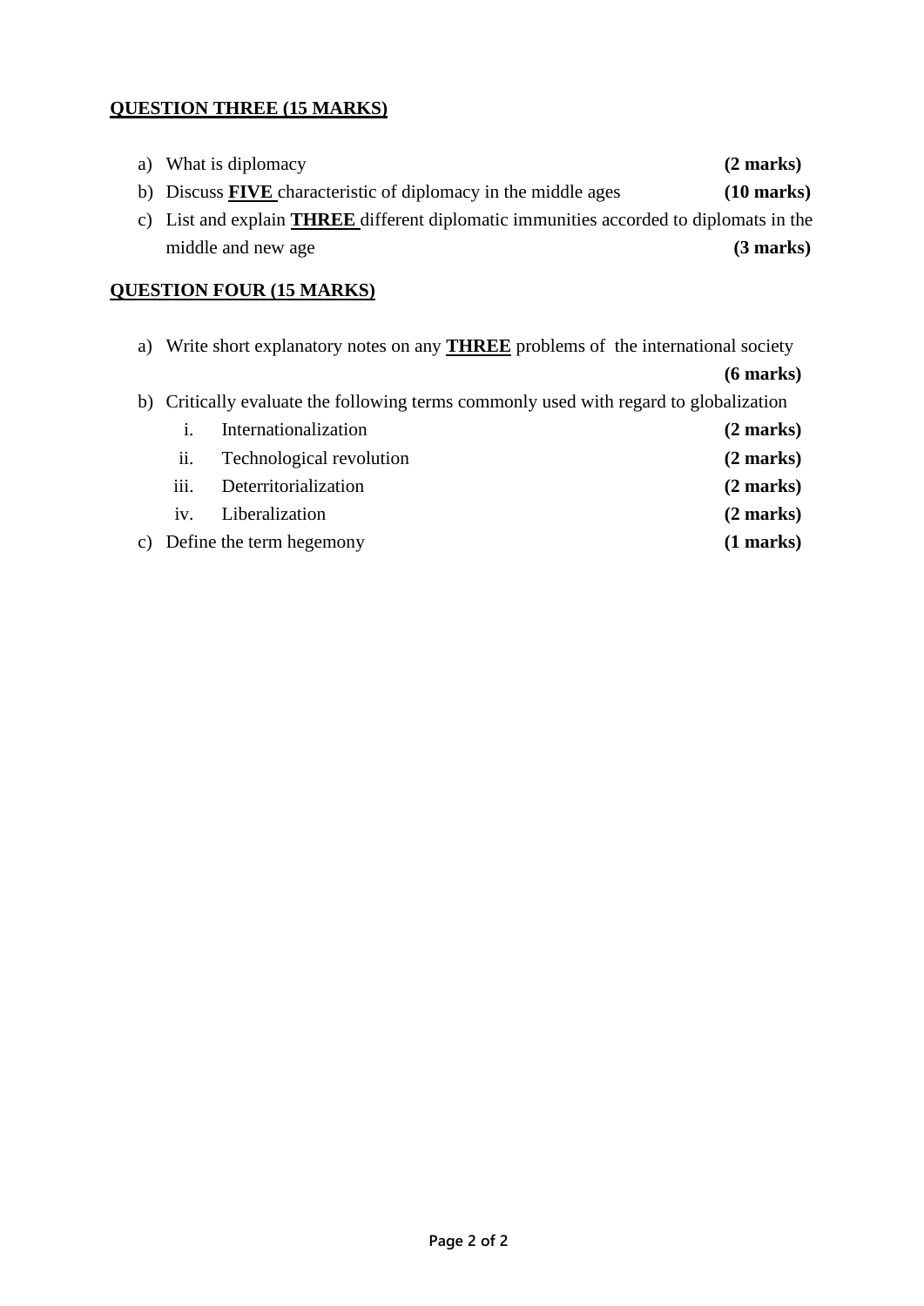## QUESTION THREE (15 MARKS)

a) What is diplomacy **(2 marks)**

b) Discuss **FIVE** characteristic of diplomacy in the middle ages **(10 marks)**

c) List and explain **THREE** different diplomatic immunities accorded to diplomats in the middle and new age **(3 marks)**

## QUESTION FOUR (15 MARKS)

a) Write short explanatory notes on any **THREE** problems of the international society **(6 marks)**

b) Critically evaluate the following terms commonly used with regard to globalization

   i. Internationalization **(2 marks)**

   ii. Technological revolution **(2 marks)**

   iii. Deterritorialization **(2 marks)**

   iv. Liberalization **(2 marks)**

c) Define the term hegemony **(1 marks)**